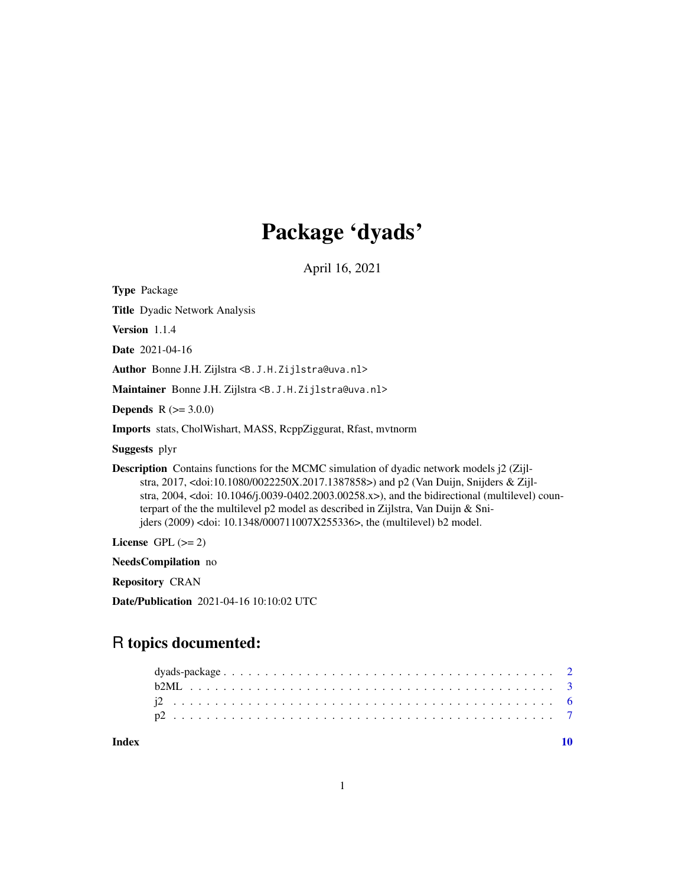# Package 'dyads'

April 16, 2021

**Type** Package

**Title** Dyadic Network Analysis

**Version** 1.1.4

**Date** 2021-04-16

**Author** Bonne J.H. Zijlstra <B.J.H.Zijlstra@uva.nl>

**Maintainer** Bonne J.H. Zijlstra <B.J.H.Zijlstra@uva.nl>

**Depends** R (>= 3.0.0)

**Imports** stats, CholWishart, MASS, RcppZiggurat, Rfast, mvtnorm

**Suggests** plyr

**Description** Contains functions for the MCMC simulation of dyadic network models j2 (Zijlstra, 2017, <doi:10.1080/0022250X.2017.1387858>) and p2 (Van Duijn, Snijders & Zijlstra, 2004, <doi: 10.1046/j.0039-0402.2003.00258.x>), and the bidirectional (multilevel) counterpart of the the multilevel p2 model as described in Zijlstra, Van Duijn & Snijders (2009) <doi: 10.1348/000711007X255336>, the (multilevel) b2 model.

**License** GPL (>= 2)

**NeedsCompilation** no

**Repository** CRAN

**Date/Publication** 2021-04-16 10:10:02 UTC

## R topics documented:

- dyads-package . . . . . . . . . . . . . . . . . . . . . . . . . . . . . . . . . . . . . . 2
- b2ML . . . . . . . . . . . . . . . . . . . . . . . . . . . . . . . . . . . . . . . . . . 3
- j2 . . . . . . . . . . . . . . . . . . . . . . . . . . . . . . . . . . . . . . . . . . . . 6
- p2 . . . . . . . . . . . . . . . . . . . . . . . . . . . . . . . . . . . . . . . . . . . . 7

**Index** 10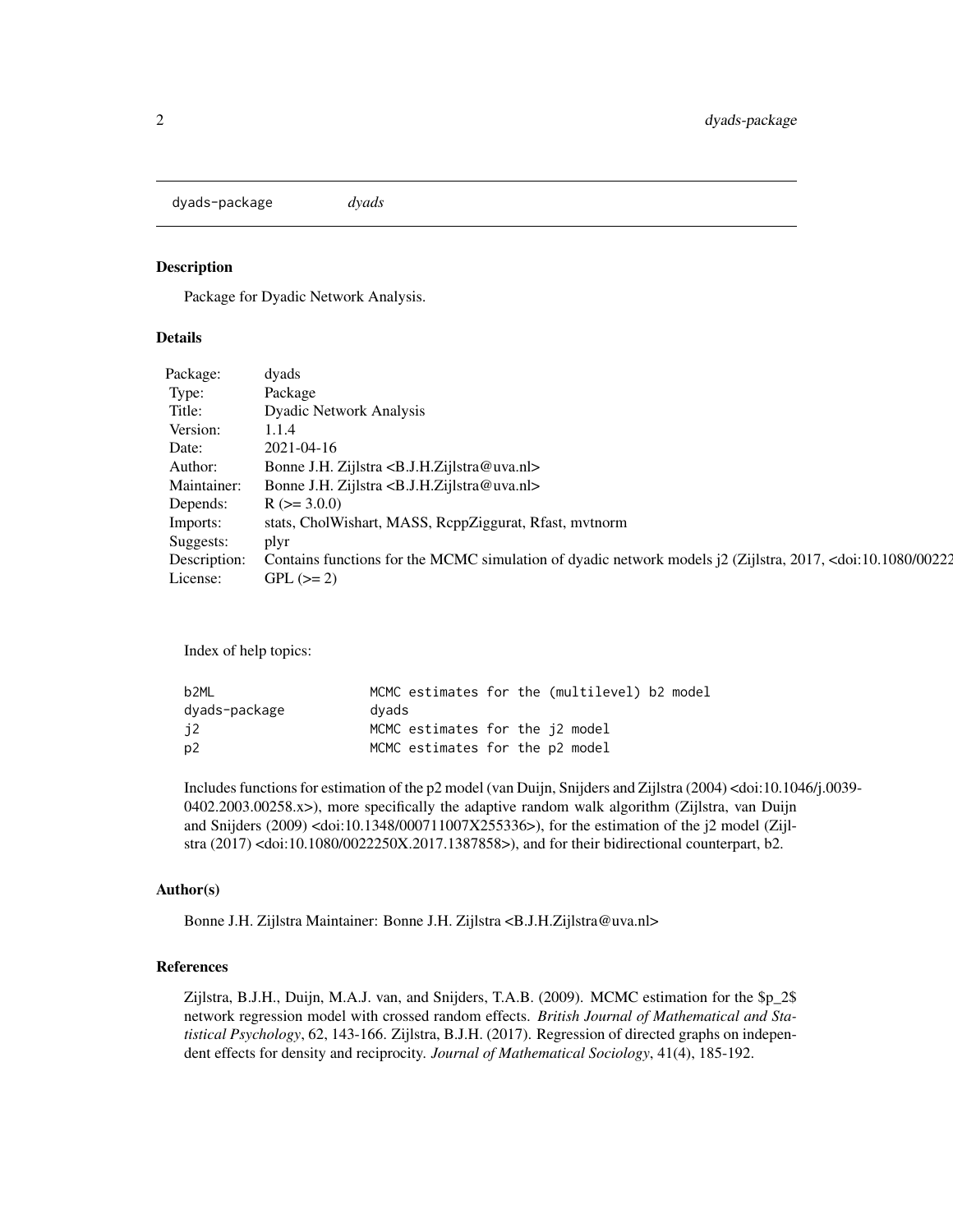dyads-package    *dyads*

### Description

Package for Dyadic Network Analysis.

### Details

| | |
|---|---|
| Package: | dyads |
| Type: | Package |
| Title: | Dyadic Network Analysis |
| Version: | 1.1.4 |
| Date: | 2021-04-16 |
| Author: | Bonne J.H. Zijlstra <B.J.H.Zijlstra@uva.nl> |
| Maintainer: | Bonne J.H. Zijlstra <B.J.H.Zijlstra@uva.nl> |
| Depends: | R (>= 3.0.0) |
| Imports: | stats, CholWishart, MASS, RcppZiggurat, Rfast, mvtnorm |
| Suggests: | plyr |
| Description: | Contains functions for the MCMC simulation of dyadic network models j2 (Zijlstra, 2017, <doi:10.1080/00222 |
| License: | GPL (>= 2) |

Index of help topics:

```
b2ML                    MCMC estimates for the (multilevel) b2 model
dyads-package           dyads
j2                      MCMC estimates for the j2 model
p2                      MCMC estimates for the p2 model
```

Includes functions for estimation of the p2 model (van Duijn, Snijders and Zijlstra (2004) <doi:10.1046/j.0039-0402.2003.00258.x>), more specifically the adaptive random walk algorithm (Zijlstra, van Duijn and Snijders (2009) <doi:10.1348/000711007X255336>), for the estimation of the j2 model (Zijlstra (2017) <doi:10.1080/0022250X.2017.1387858>), and for their bidirectional counterpart, b2.

### Author(s)

Bonne J.H. Zijlstra Maintainer: Bonne J.H. Zijlstra <B.J.H.Zijlstra@uva.nl>

### References

Zijlstra, B.J.H., Duijn, M.A.J. van, and Snijders, T.A.B. (2009). MCMC estimation for the $p_2$ network regression model with crossed random effects. *British Journal of Mathematical and Statistical Psychology*, 62, 143-166. Zijlstra, B.J.H. (2017). Regression of directed graphs on independent effects for density and reciprocity. *Journal of Mathematical Sociology*, 41(4), 185-192.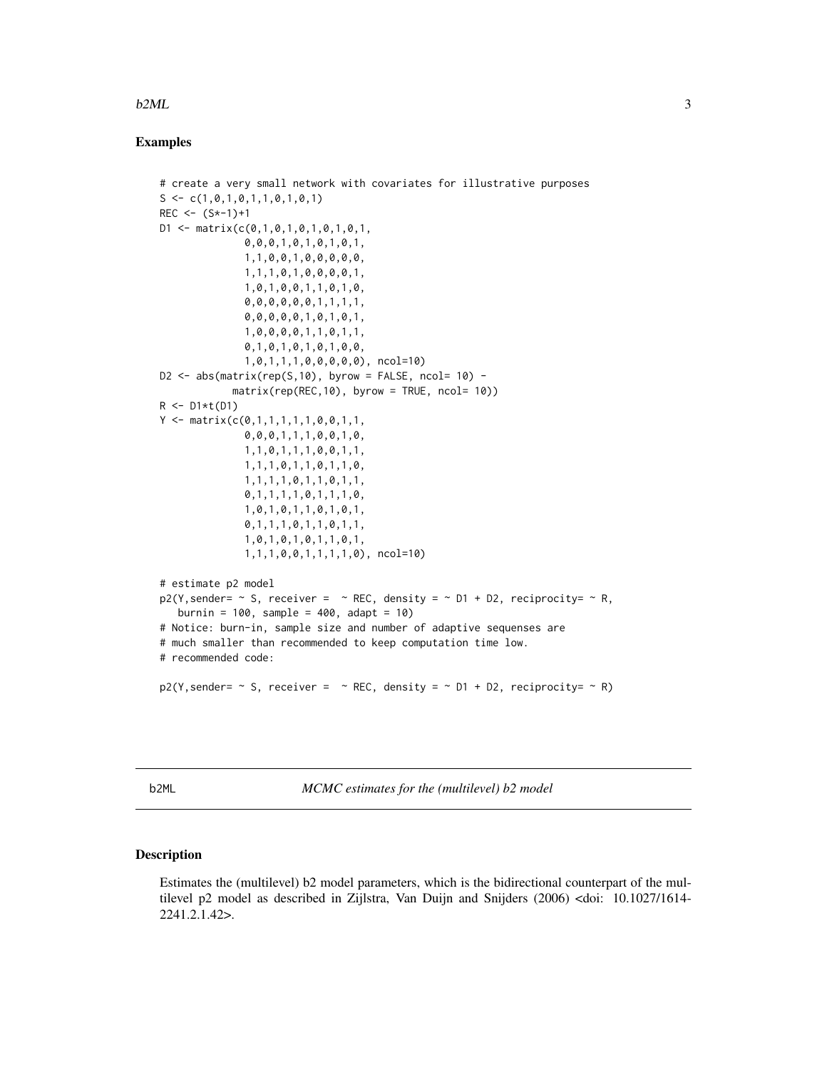## Examples

```
# create a very small network with covariates for illustrative purposes
S <- c(1,0,1,0,1,1,0,1,0,1)
REC <- (S*-1)+1
D1 <- matrix(c(0,1,0,1,0,1,0,1,0,1,
              0,0,0,1,0,1,0,1,0,1,
              1,1,0,0,1,0,0,0,0,0,
              1,1,1,0,1,0,0,0,0,1,
              1,0,1,0,0,1,1,0,1,0,
              0,0,0,0,0,0,1,1,1,1,
              0,0,0,0,0,1,0,1,0,1,
              1,0,0,0,0,1,1,0,1,1,
              0,1,0,1,0,1,0,1,0,0,
              1,0,1,1,1,0,0,0,0,0), ncol=10)
D2 <- abs(matrix(rep(S,10), byrow = FALSE, ncol= 10) -
          matrix(rep(REC,10), byrow = TRUE, ncol= 10))
R <- D1*t(D1)
Y <- matrix(c(0,1,1,1,1,1,0,0,1,1,
              0,0,0,1,1,1,0,0,1,0,
              1,1,0,1,1,1,0,0,1,1,
              1,1,1,0,1,1,0,1,1,0,
              1,1,1,1,0,1,1,0,1,1,
              0,1,1,1,1,0,1,1,1,0,
              1,0,1,0,1,1,0,1,0,1,
              0,1,1,1,0,1,1,0,1,1,
              1,0,1,0,1,0,1,1,0,1,
              1,1,1,0,0,1,1,1,1,0), ncol=10)

# estimate p2 model
p2(Y,sender= ~ S, receiver =  ~ REC, density = ~ D1 + D2, reciprocity= ~ R,
   burnin = 100, sample = 400, adapt = 10)
# Notice: burn-in, sample size and number of adaptive sequenses are
# much smaller than recommended to keep computation time low.
# recommended code:

p2(Y,sender= ~ S, receiver =  ~ REC, density = ~ D1 + D2, reciprocity= ~ R)
```

---

# b2ML — *MCMC estimates for the (multilevel) b2 model*

## Description

Estimates the (multilevel) b2 model parameters, which is the bidirectional counterpart of the multilevel p2 model as described in Zijlstra, Van Duijn and Snijders (2006) <doi: 10.1027/1614-2241.2.1.42>.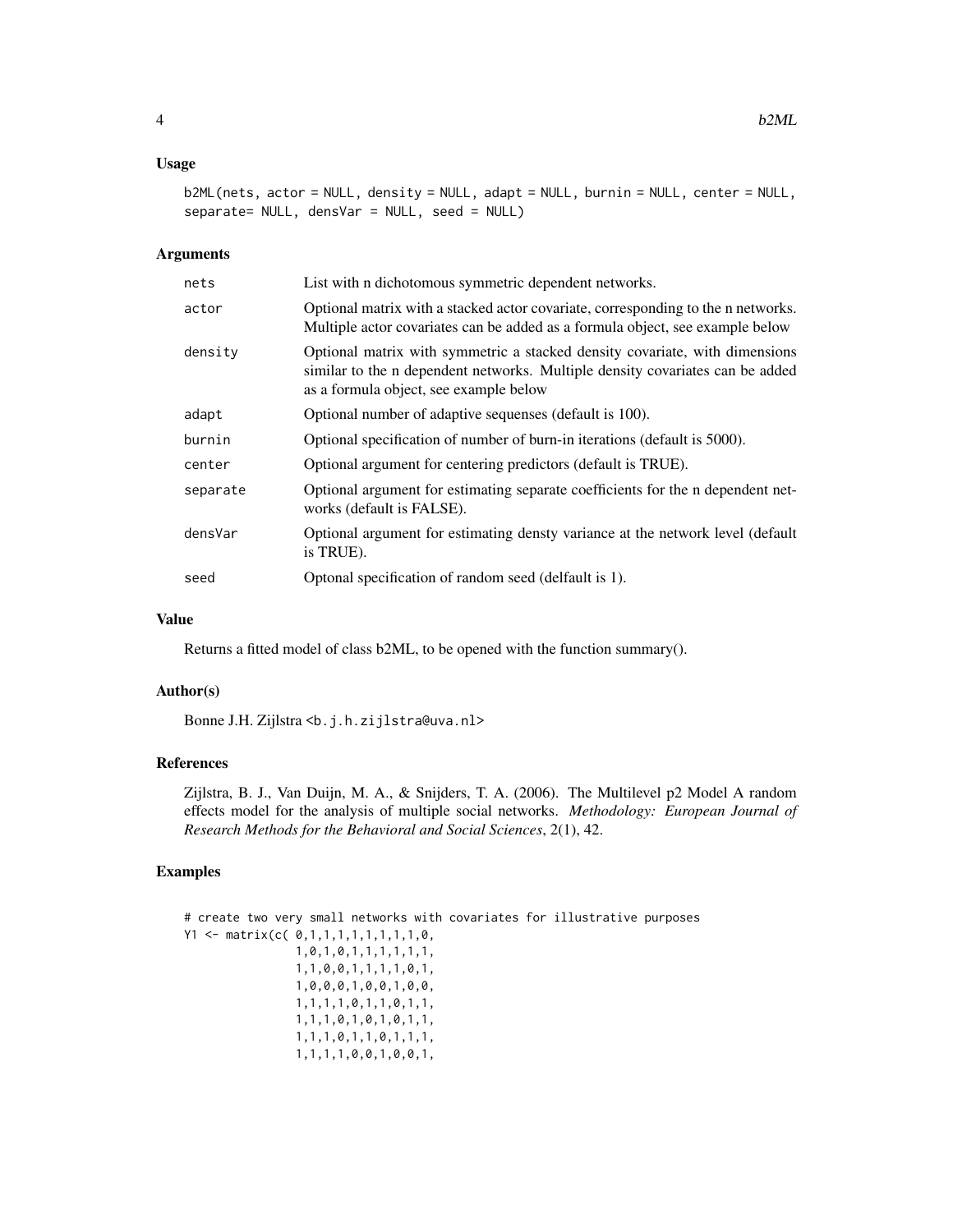## Usage

```
b2ML(nets, actor = NULL, density = NULL, adapt = NULL, burnin = NULL, center = NULL,
separate= NULL, densVar = NULL, seed = NULL)
```

## Arguments

| | |
|---|---|
| `nets` | List with n dichotomous symmetric dependent networks. |
| `actor` | Optional matrix with a stacked actor covariate, corresponding to the n networks. Multiple actor covariates can be added as a formula object, see example below |
| `density` | Optional matrix with symmetric a stacked density covariate, with dimensions similar to the n dependent networks. Multiple density covariates can be added as a formula object, see example below |
| `adapt` | Optional number of adaptive sequenses (default is 100). |
| `burnin` | Optional specification of number of burn-in iterations (default is 5000). |
| `center` | Optional argument for centering predictors (default is TRUE). |
| `separate` | Optional argument for estimating separate coefficients for the n dependent networks (default is FALSE). |
| `densVar` | Optional argument for estimating densty variance at the network level (default is TRUE). |
| `seed` | Optonal specification of random seed (delfault is 1). |

## Value

Returns a fitted model of class b2ML, to be opened with the function summary().

## Author(s)

Bonne J.H. Zijlstra <b.j.h.zijlstra@uva.nl>

## References

Zijlstra, B. J., Van Duijn, M. A., & Snijders, T. A. (2006). The Multilevel p2 Model A random effects model for the analysis of multiple social networks. *Methodology: European Journal of Research Methods for the Behavioral and Social Sciences*, 2(1), 42.

## Examples

```
# create two very small networks with covariates for illustrative purposes
Y1 <- matrix(c( 0,1,1,1,1,1,1,1,1,0,
                1,0,1,0,1,1,1,1,1,1,
                1,1,0,0,1,1,1,1,0,1,
                1,0,0,0,1,0,0,1,0,0,
                1,1,1,1,0,1,1,0,1,1,
                1,1,1,0,1,0,1,0,1,1,
                1,1,1,0,1,1,0,1,1,1,
                1,1,1,1,0,0,1,0,0,1,
```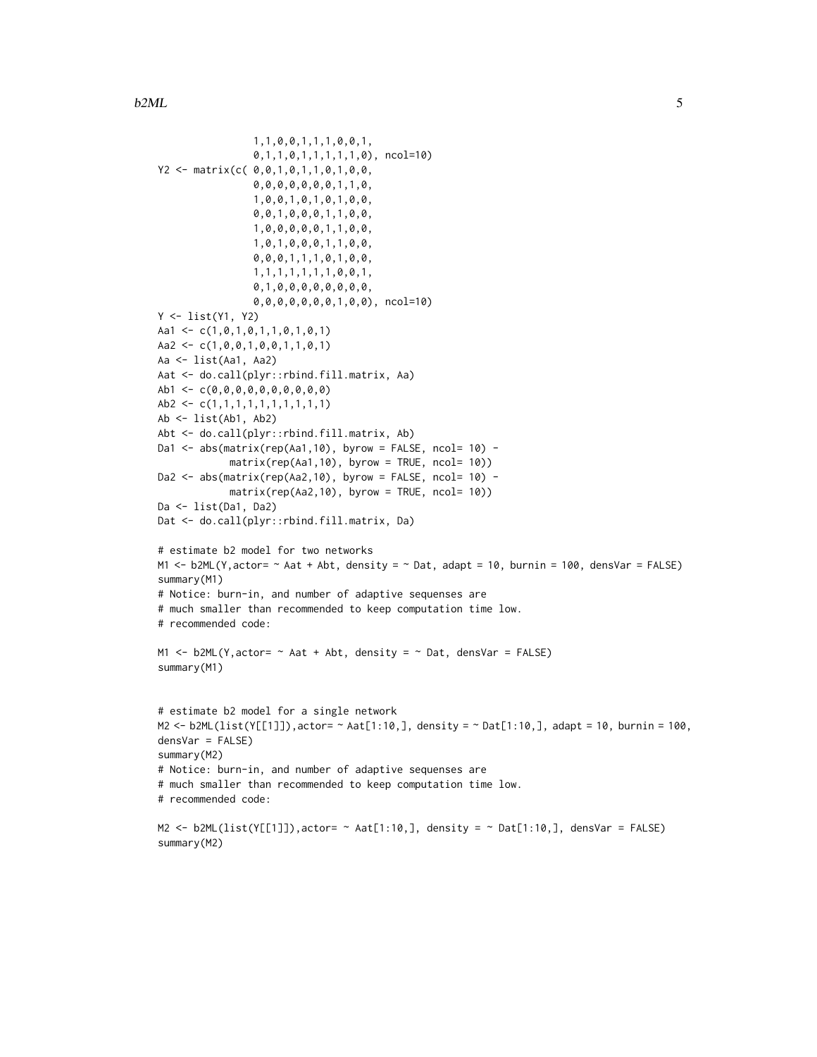```
                1,1,0,0,1,1,1,0,0,1,
                0,1,1,0,1,1,1,1,1,0), ncol=10)
Y2 <- matrix(c( 0,0,1,0,1,1,0,1,0,0,
                0,0,0,0,0,0,0,1,1,0,
                1,0,0,1,0,1,0,1,0,0,
                0,0,1,0,0,0,1,1,0,0,
                1,0,0,0,0,0,1,1,0,0,
                1,0,1,0,0,0,1,1,0,0,
                0,0,0,1,1,1,0,1,0,0,
                1,1,1,1,1,1,1,0,0,1,
                0,1,0,0,0,0,0,0,0,0,
                0,0,0,0,0,0,0,1,0,0), ncol=10)
Y <- list(Y1, Y2)
Aa1 <- c(1,0,1,0,1,1,0,1,0,1)
Aa2 <- c(1,0,0,1,0,0,1,1,0,1)
Aa <- list(Aa1, Aa2)
Aat <- do.call(plyr::rbind.fill.matrix, Aa)
Ab1 <- c(0,0,0,0,0,0,0,0,0,0)
Ab2 <- c(1,1,1,1,1,1,1,1,1,1)
Ab <- list(Ab1, Ab2)
Abt <- do.call(plyr::rbind.fill.matrix, Ab)
Da1 <- abs(matrix(rep(Aa1,10), byrow = FALSE, ncol= 10) -
           matrix(rep(Aa1,10), byrow = TRUE, ncol= 10))
Da2 <- abs(matrix(rep(Aa2,10), byrow = FALSE, ncol= 10) -
           matrix(rep(Aa2,10), byrow = TRUE, ncol= 10))
Da <- list(Da1, Da2)
Dat <- do.call(plyr::rbind.fill.matrix, Da)

# estimate b2 model for two networks
M1 <- b2ML(Y,actor= ~ Aat + Abt, density = ~ Dat, adapt = 10, burnin = 100, densVar = FALSE)
summary(M1)
# Notice: burn-in, and number of adaptive sequenses are
# much smaller than recommended to keep computation time low.
# recommended code:

M1 <- b2ML(Y,actor= ~ Aat + Abt, density = ~ Dat, densVar = FALSE)
summary(M1)


# estimate b2 model for a single network
M2 <- b2ML(list(Y[[1]]),actor= ~ Aat[1:10,], density = ~ Dat[1:10,], adapt = 10, burnin = 100,
densVar = FALSE)
summary(M2)
# Notice: burn-in, and number of adaptive sequenses are
# much smaller than recommended to keep computation time low.
# recommended code:

M2 <- b2ML(list(Y[[1]]),actor= ~ Aat[1:10,], density = ~ Dat[1:10,], densVar = FALSE)
summary(M2)
```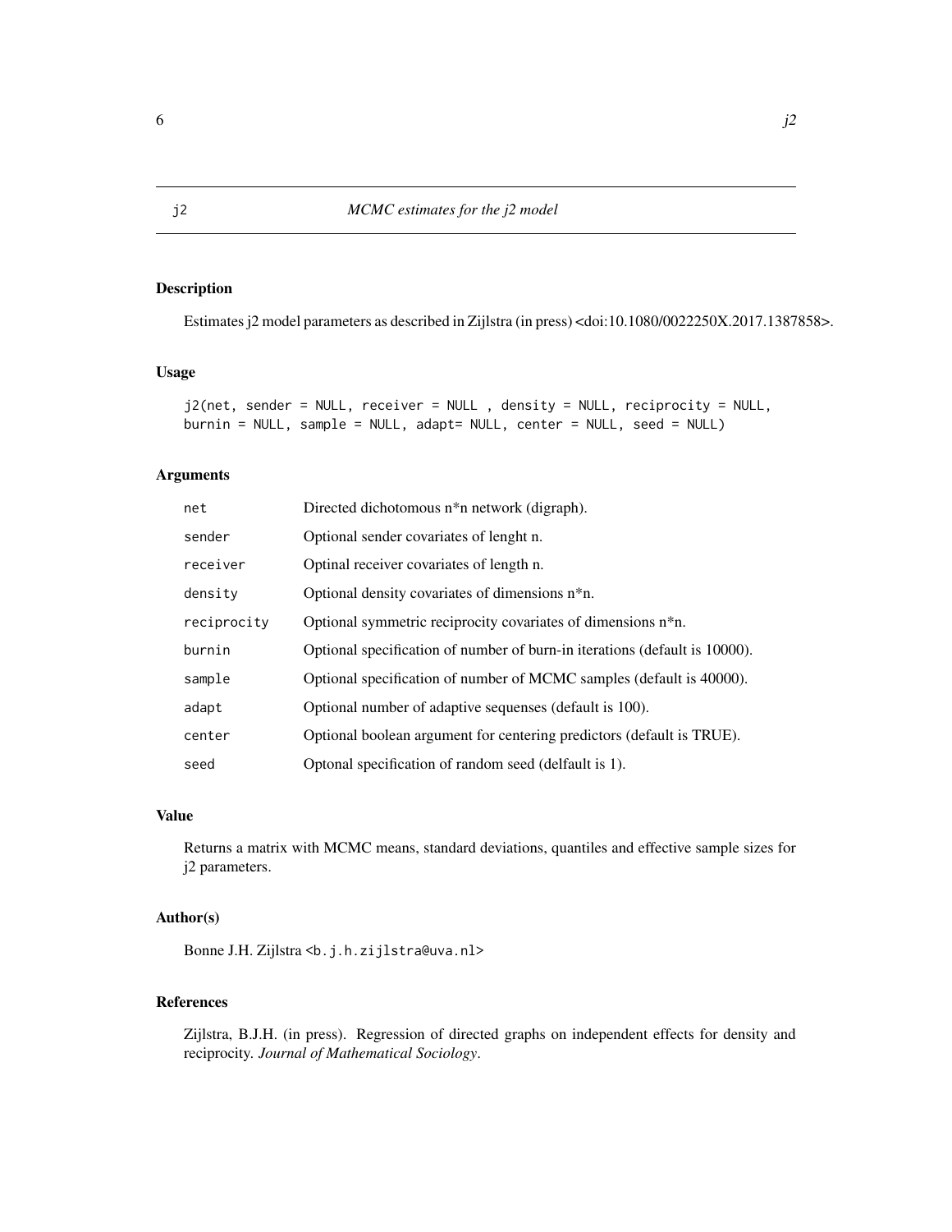j2 — *MCMC estimates for the j2 model*

## Description

Estimates j2 model parameters as described in Zijlstra (in press) <doi:10.1080/0022250X.2017.1387858>.

## Usage

```
j2(net, sender = NULL, receiver = NULL , density = NULL, reciprocity = NULL,
burnin = NULL, sample = NULL, adapt= NULL, center = NULL, seed = NULL)
```

## Arguments

| | |
|---|---|
| net | Directed dichotomous n*n network (digraph). |
| sender | Optional sender covariates of lenght n. |
| receiver | Optinal receiver covariates of length n. |
| density | Optional density covariates of dimensions n*n. |
| reciprocity | Optional symmetric reciprocity covariates of dimensions n*n. |
| burnin | Optional specification of number of burn-in iterations (default is 10000). |
| sample | Optional specification of number of MCMC samples (default is 40000). |
| adapt | Optional number of adaptive sequenses (default is 100). |
| center | Optional boolean argument for centering predictors (default is TRUE). |
| seed | Optonal specification of random seed (delfault is 1). |

## Value

Returns a matrix with MCMC means, standard deviations, quantiles and effective sample sizes for j2 parameters.

## Author(s)

Bonne J.H. Zijlstra <b.j.h.zijlstra@uva.nl>

## References

Zijlstra, B.J.H. (in press). Regression of directed graphs on independent effects for density and reciprocity. *Journal of Mathematical Sociology*.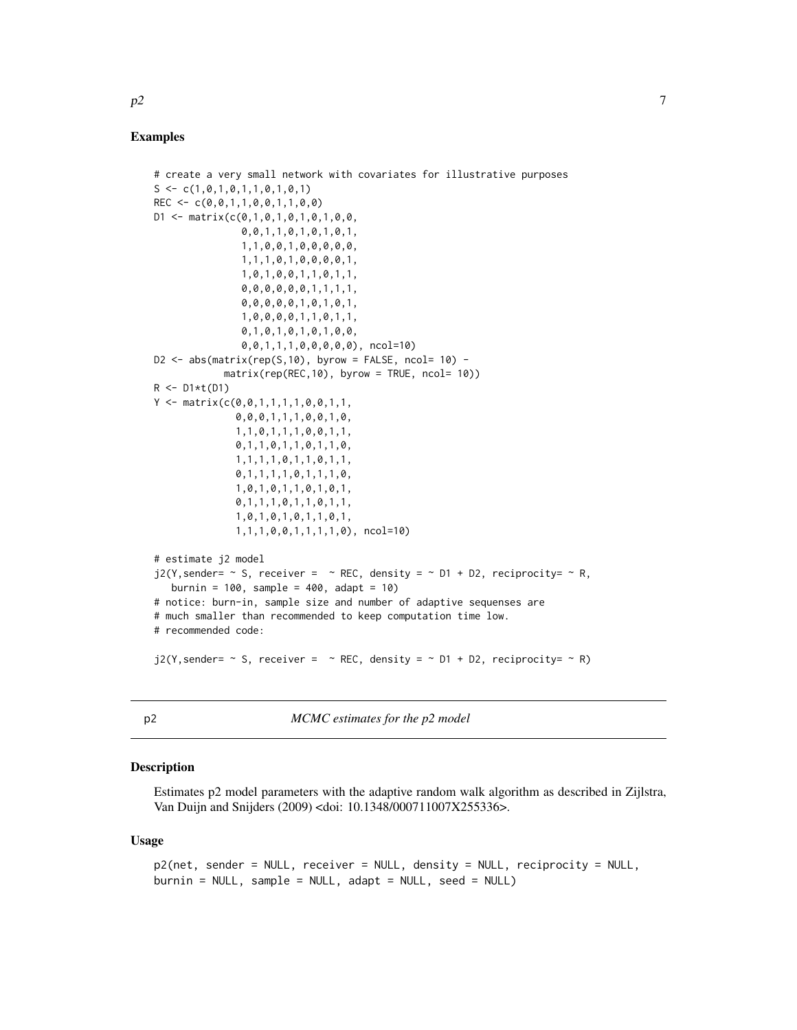### Examples

```
# create a very small network with covariates for illustrative purposes
S <- c(1,0,1,0,1,1,0,1,0,1)
REC <- c(0,0,1,1,0,0,1,1,0,0)
D1 <- matrix(c(0,1,0,1,0,1,0,1,0,0,
               0,0,1,1,0,1,0,1,0,1,
               1,1,0,0,1,0,0,0,0,0,
               1,1,1,0,1,0,0,0,0,1,
               1,0,1,0,0,1,1,0,1,1,
               0,0,0,0,0,0,1,1,1,1,
               0,0,0,0,0,1,0,1,0,1,
               1,0,0,0,0,1,1,0,1,1,
               0,1,0,1,0,1,0,1,0,0,
               0,0,1,1,1,0,0,0,0,0), ncol=10)
D2 <- abs(matrix(rep(S,10), byrow = FALSE, ncol= 10) -
          matrix(rep(REC,10), byrow = TRUE, ncol= 10))
R <- D1*t(D1)
Y <- matrix(c(0,0,1,1,1,1,0,0,1,1,
              0,0,0,1,1,1,0,0,1,0,
              1,1,0,1,1,1,0,0,1,1,
              0,1,1,0,1,1,0,1,1,0,
              1,1,1,1,0,1,1,0,1,1,
              0,1,1,1,1,0,1,1,1,0,
              1,0,1,0,1,1,0,1,0,1,
              0,1,1,1,0,1,1,0,1,1,
              1,0,1,0,1,0,1,1,0,1,
              1,1,1,0,0,1,1,1,1,0), ncol=10)

# estimate j2 model
j2(Y,sender= ~ S, receiver =  ~ REC, density = ~ D1 + D2, reciprocity= ~ R,
   burnin = 100, sample = 400, adapt = 10)
# notice: burn-in, sample size and number of adaptive sequenses are
# much smaller than recommended to keep computation time low.
# recommended code:

j2(Y,sender= ~ S, receiver =  ~ REC, density = ~ D1 + D2, reciprocity= ~ R)
```

---

## p2 — *MCMC estimates for the p2 model*

### Description

Estimates p2 model parameters with the adaptive random walk algorithm as described in Zijlstra, Van Duijn and Snijders (2009) <doi: 10.1348/000711007X255336>.

### Usage

```
p2(net, sender = NULL, receiver = NULL, density = NULL, reciprocity = NULL,
burnin = NULL, sample = NULL, adapt = NULL, seed = NULL)
```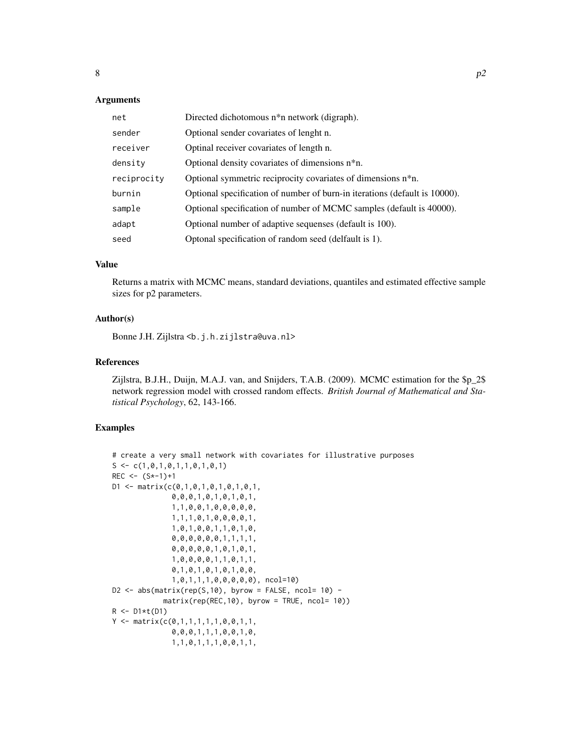### Arguments

| | |
|---|---|
| net | Directed dichotomous n*n network (digraph). |
| sender | Optional sender covariates of lenght n. |
| receiver | Optinal receiver covariates of length n. |
| density | Optional density covariates of dimensions n*n. |
| reciprocity | Optional symmetric reciprocity covariates of dimensions n*n. |
| burnin | Optional specification of number of burn-in iterations (default is 10000). |
| sample | Optional specification of number of MCMC samples (default is 40000). |
| adapt | Optional number of adaptive sequenses (default is 100). |
| seed | Optonal specification of random seed (delfault is 1). |

### Value

Returns a matrix with MCMC means, standard deviations, quantiles and estimated effective sample sizes for p2 parameters.

### Author(s)

Bonne J.H. Zijlstra <b.j.h.zijlstra@uva.nl>

### References

Zijlstra, B.J.H., Duijn, M.A.J. van, and Snijders, T.A.B. (2009). MCMC estimation for the $p_2$ network regression model with crossed random effects. *British Journal of Mathematical and Statistical Psychology*, 62, 143-166.

### Examples

```
# create a very small network with covariates for illustrative purposes
S <- c(1,0,1,0,1,1,0,1,0,1)
REC <- (S*-1)+1
D1 <- matrix(c(0,1,0,1,0,1,0,1,0,1,
              0,0,0,1,0,1,0,1,0,1,
              1,1,0,0,1,0,0,0,0,0,
              1,1,1,0,1,0,0,0,0,1,
              1,0,1,0,0,1,1,0,1,0,
              0,0,0,0,0,0,1,1,1,1,
              0,0,0,0,0,1,0,1,0,1,
              1,0,0,0,0,1,1,0,1,1,
              0,1,0,1,0,1,0,1,0,0,
              1,0,1,1,1,0,0,0,0,0), ncol=10)
D2 <- abs(matrix(rep(S,10), byrow = FALSE, ncol= 10) -
          matrix(rep(REC,10), byrow = TRUE, ncol= 10))
R <- D1*t(D1)
Y <- matrix(c(0,1,1,1,1,1,0,0,1,1,
              0,0,0,1,1,1,0,0,1,0,
              1,1,0,1,1,1,0,0,1,1,
```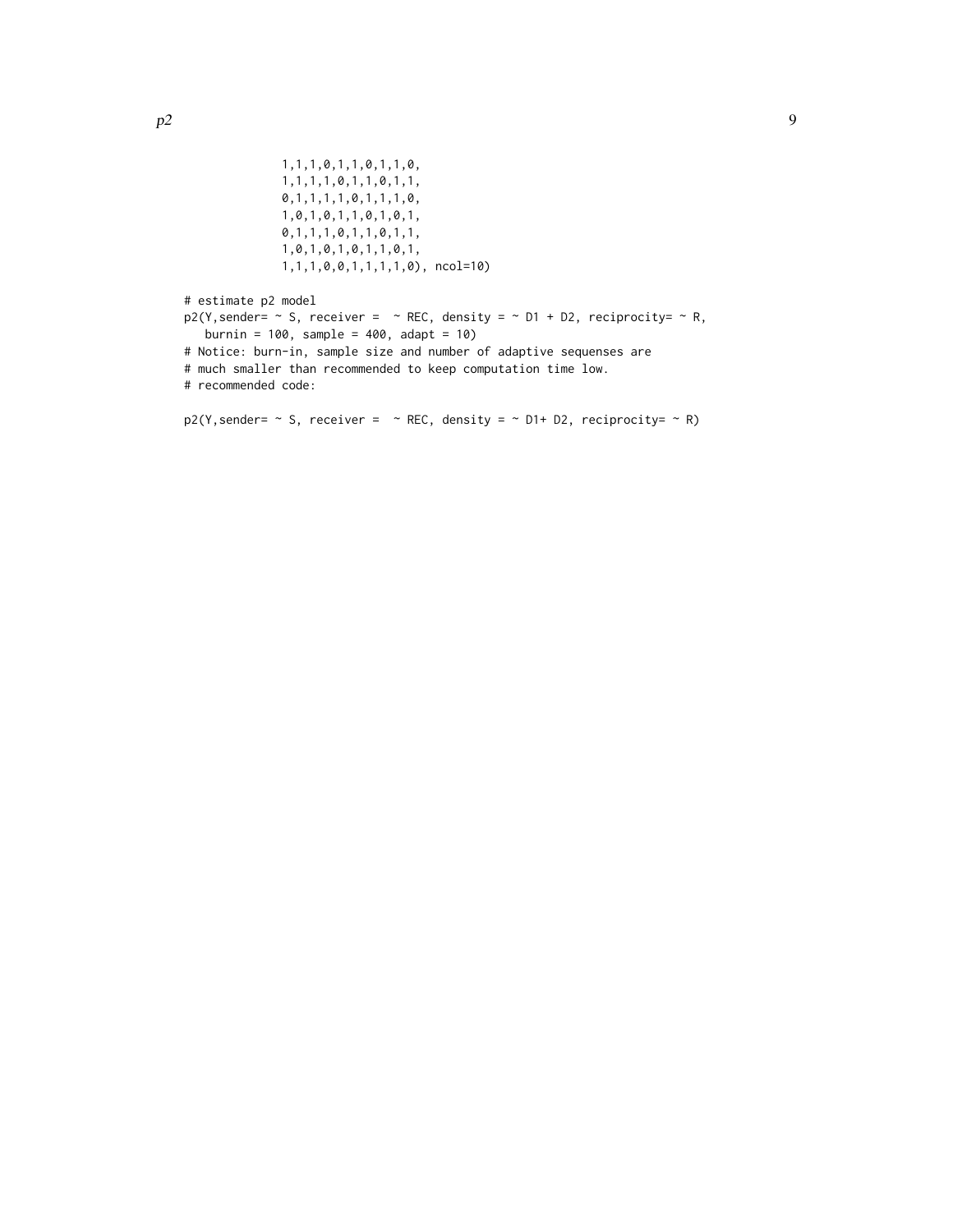```
              1,1,1,0,1,1,0,1,1,0,
              1,1,1,1,0,1,1,0,1,1,
              0,1,1,1,1,0,1,1,1,0,
              1,0,1,0,1,1,0,1,0,1,
              0,1,1,1,0,1,1,0,1,1,
              1,0,1,0,1,0,1,1,0,1,
              1,1,1,0,0,1,1,1,1,0), ncol=10)

# estimate p2 model
p2(Y,sender= ~ S, receiver =  ~ REC, density = ~ D1 + D2, reciprocity= ~ R,
   burnin = 100, sample = 400, adapt = 10)
# Notice: burn-in, sample size and number of adaptive sequenses are
# much smaller than recommended to keep computation time low.
# recommended code:

p2(Y,sender= ~ S, receiver =  ~ REC, density = ~ D1+ D2, reciprocity= ~ R)
```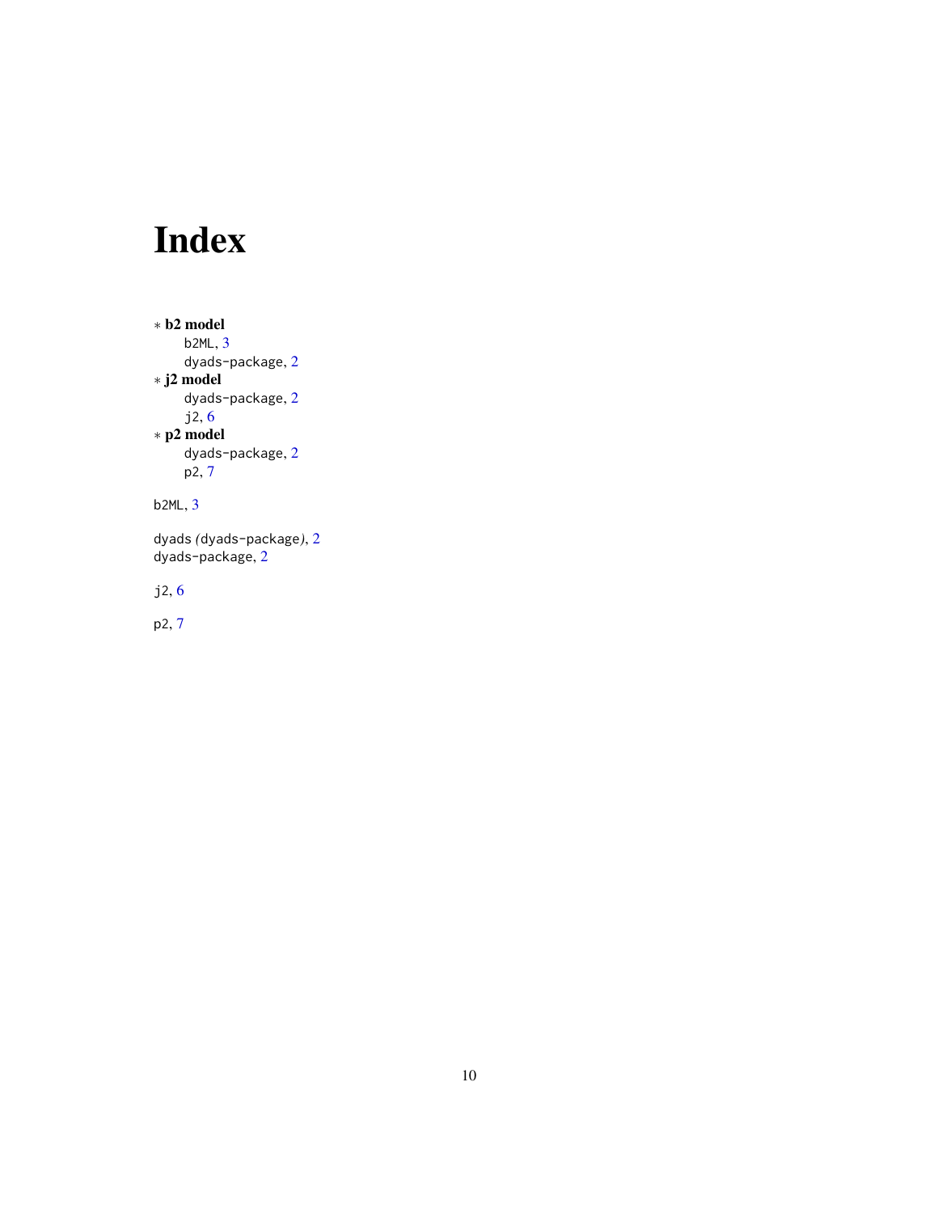# Index

* **b2 model**
    - b2ML, 3
    - dyads-package, 2
* **j2 model**
    - dyads-package, 2
    - j2, 6
* **p2 model**
    - dyads-package, 2
    - p2, 7

b2ML, 3

dyads *(*dyads-package*)*, 2
dyads-package, 2

j2, 6

p2, 7